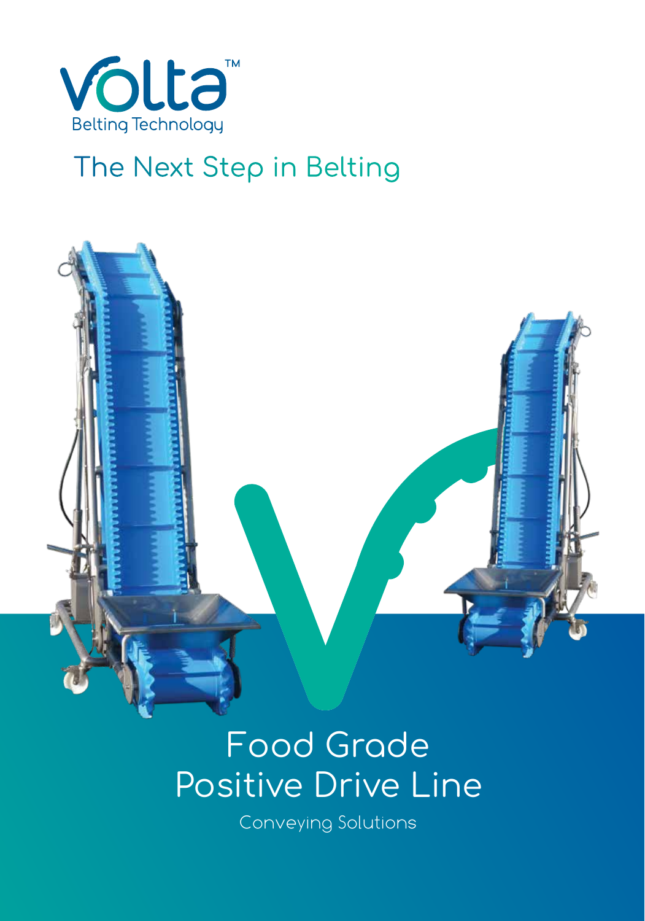Volta™

Belting Technology

The Next Step in Belting

# Food Grade Positive Drive Line

Conveying Solutions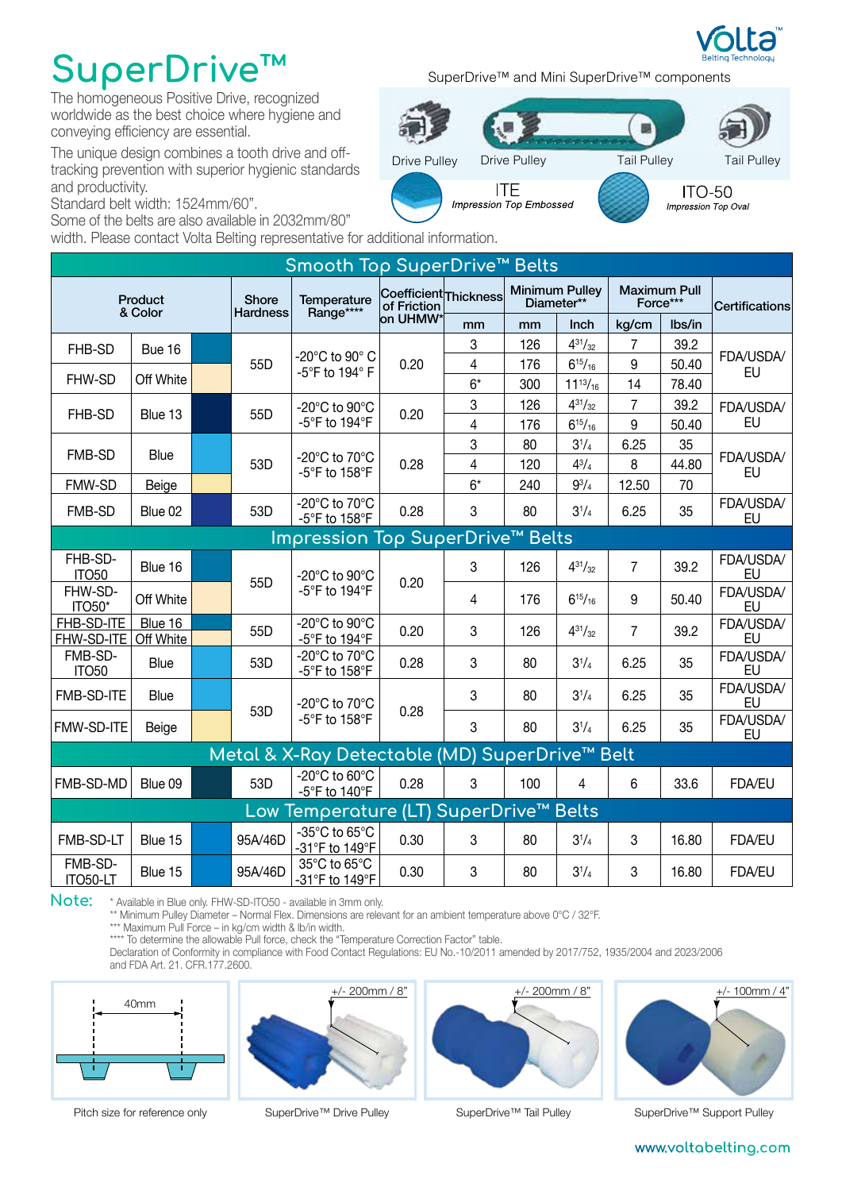# SuperDrive™

The homogeneous Positive Drive, recognized worldwide as the best choice where hygiene and conveying efficiency are essential.

The unique design combines a tooth drive and off-tracking prevention with superior hygienic standards and productivity.

Standard belt width: 1524mm/60".

Some of the belts are also available in 2032mm/80" width. Please contact Volta Belting representative for additional information.

SuperDrive™ and Mini SuperDrive™ components

Drive Pulley | Drive Pulley | Tail Pulley | Tail Pulley

ITE *Impression Top Embossed*

ITO-50 *Impression Top Oval*

| Product & Color | | | Shore Hardness | Temperature Range**** | Coefficient of Friction on UHMW* | Thickness | Minimum Pulley Diameter** | | Maximum Pull Force*** | | Certifications |
|---|---|---|---|---|---|---|---|---|---|---|---|
| | | | | | | mm | mm | Inch | kg/cm | lbs/in | |
| **Smooth Top SuperDrive™ Belts** | | | | | | | | | | | |
| FHB-SD | Bue 16 | | 55D | -20°C to 90° C -5°F to 194° F | 0.20 | 3 | 126 | 4 31/32 | 7 | 39.2 | FDA/USDA/EU |
| FHW-SD | Off White | | | | | 4 | 176 | 6 15/16 | 9 | 50.40 | |
| | | | | | | 6* | 300 | 11 13/16 | 14 | 78.40 | |
| FHB-SD | Blue 13 | | 55D | -20°C to 90°C -5°F to 194°F | 0.20 | 3 | 126 | 4 31/32 | 7 | 39.2 | FDA/USDA/EU |
| | | | | | | 4 | 176 | 6 15/16 | 9 | 50.40 | |
| FMB-SD | Blue | | 53D | -20°C to 70°C -5°F to 158°F | 0.28 | 3 | 80 | 3 1/4 | 6.25 | 35 | FDA/USDA/EU |
| | | | | | | 4 | 120 | 4 3/4 | 8 | 44.80 | |
| FMW-SD | Beige | | | | | 6* | 240 | 9 3/4 | 12.50 | 70 | |
| FMB-SD | Blue 02 | | 53D | -20°C to 70°C -5°F to 158°F | 0.28 | 3 | 80 | 3 1/4 | 6.25 | 35 | FDA/USDA/EU |
| **Impression Top SuperDrive™ Belts** | | | | | | | | | | | |
| FHB-SD-ITO50 | Blue 16 | | 55D | -20°C to 90°C -5°F to 194°F | 0.20 | 3 | 126 | 4 31/32 | 7 | 39.2 | FDA/USDA/EU |
| FHW-SD-ITO50* | Off White | | | | | 4 | 176 | 6 15/16 | 9 | 50.40 | FDA/USDA/EU |
| FHB-SD-ITE | Blue 16 | | 55D | -20°C to 90°C -5°F to 194°F | 0.20 | 3 | 126 | 4 31/32 | 7 | 39.2 | FDA/USDA/EU |
| FHW-SD-ITE | Off White | | | | | | | | | | |
| FMB-SD-ITO50 | Blue | | 53D | -20°C to 70°C -5°F to 158°F | 0.28 | 3 | 80 | 3 1/4 | 6.25 | 35 | FDA/USDA/EU |
| FMB-SD-ITE | Blue | | 53D | -20°C to 70°C -5°F to 158°F | 0.28 | 3 | 80 | 3 1/4 | 6.25 | 35 | FDA/USDA/EU |
| FMW-SD-ITE | Beige | | | | | 3 | 80 | 3 1/4 | 6.25 | 35 | FDA/USDA/EU |
| **Metal & X-Ray Detectable (MD) SuperDrive™ Belt** | | | | | | | | | | | |
| FMB-SD-MD | Blue 09 | | 53D | -20°C to 60°C -5°F to 140°F | 0.28 | 3 | 100 | 4 | 6 | 33.6 | FDA/EU |
| **Low Temperature (LT) SuperDrive™ Belts** | | | | | | | | | | | |
| FMB-SD-LT | Blue 15 | | 95A/46D | -35°C to 65°C -31°F to 149°F | 0.30 | 3 | 80 | 3 1/4 | 3 | 16.80 | FDA/EU |
| FMB-SD-ITO50-LT | Blue 15 | | 95A/46D | 35°C to 65°C -31°F to 149°F | 0.30 | 3 | 80 | 3 1/4 | 3 | 16.80 | FDA/EU |

**Note:**

\* Available in Blue only. FHW-SD-ITO50 - available in 3mm only.
** Minimum Pulley Diameter – Normal Flex. Dimensions are relevant for an ambient temperature above 0°C / 32°F.
*** Maximum Pull Force – in kg/cm width & lb/in width.
**** To determine the allowable Pull force, check the "Temperature Correction Factor" table.
Declaration of Conformity in compliance with Food Contact Regulations: EU No.-10/2011 amended by 2017/752, 1935/2004 and 2023/2006 and FDA Art. 21. CFR.177.2600.

40mm
Pitch size for reference only

+/- 200mm / 8"
SuperDrive™ Drive Pulley

+/- 200mm / 8"
SuperDrive™ Tail Pulley

+/- 100mm / 4"
SuperDrive™ Support Pulley

www.voltabelting.com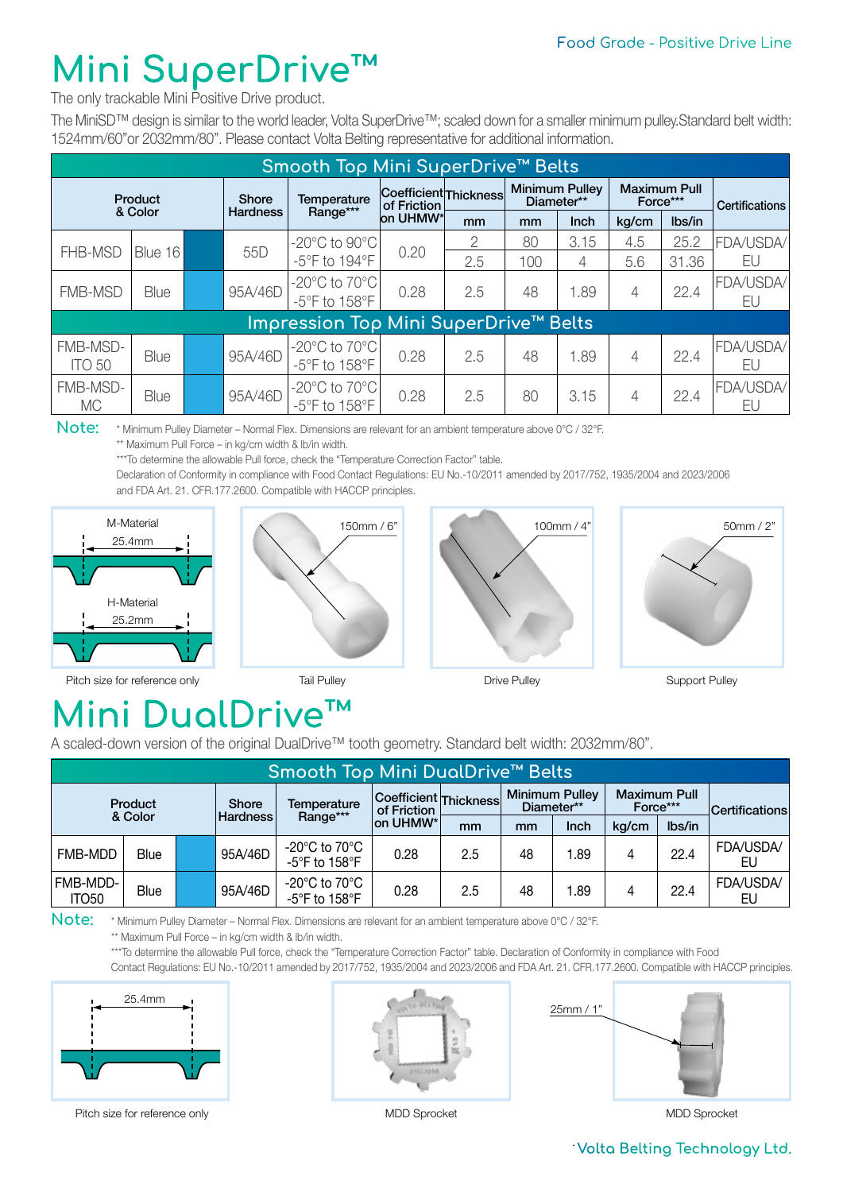Food Grade - Positive Drive Line

# Mini SuperDrive™

The only trackable Mini Positive Drive product.

The MiniSD™ design is similar to the world leader, Volta SuperDrive™; scaled down for a smaller minimum pulley.Standard belt width: 1524mm/60"or 2032mm/80". Please contact Volta Belting representative for additional information.

| Product & Color | | | Shore Hardness | Temperature Range*** | Coefficient of Friction on UHMW* | Thickness | Minimum Pulley Diameter** | | Maximum Pull Force*** | | Certifications |
|---|---|---|---|---|---|---|---|---|---|---|---|
| | | | | | | mm | mm | Inch | kg/cm | lbs/in | |
| **Smooth Top Mini SuperDrive™ Belts** | | | | | | | | | | | |
| FHB-MSD | Blue 16 | | 55D | -20°C to 90°C -5°F to 194°F | 0.20 | 2 | 80 | 3.15 | 4.5 | 25.2 | FDA/USDA/ EU |
| | | | | | | 2.5 | 100 | 4 | 5.6 | 31.36 | |
| FMB-MSD | Blue | | 95A/46D | -20°C to 70°C -5°F to 158°F | 0.28 | 2.5 | 48 | 1.89 | 4 | 22.4 | FDA/USDA/ EU |
| **Impression Top Mini SuperDrive™ Belts** | | | | | | | | | | | |
| FMB-MSD-ITO 50 | Blue | | 95A/46D | -20°C to 70°C -5°F to 158°F | 0.28 | 2.5 | 48 | 1.89 | 4 | 22.4 | FDA/USDA/ EU |
| FMB-MSD-MC | Blue | | 95A/46D | -20°C to 70°C -5°F to 158°F | 0.28 | 2.5 | 80 | 3.15 | 4 | 22.4 | FDA/USDA/ EU |

**Note:** * Minimum Pulley Diameter – Normal Flex. Dimensions are relevant for an ambient temperature above 0°C / 32°F.
** Maximum Pull Force – in kg/cm width & lb/in width.
***To determine the allowable Pull force, check the "Temperature Correction Factor" table.
Declaration of Conformity in compliance with Food Contact Regulations: EU No.-10/2011 amended by 2017/752, 1935/2004 and 2023/2006 and FDA Art. 21. CFR.177.2600. Compatible with HACCP principles.

M-Material 25.4mm
H-Material 25.2mm

Pitch size for reference only

150mm / 6"
Tail Pulley

100mm / 4"
Drive Pulley

50mm / 2"
Support Pulley

# Mini DualDrive™

A scaled-down version of the original DualDrive™ tooth geometry. Standard belt width: 2032mm/80".

| Product & Color | | | Shore Hardness | Temperature Range*** | Coefficient of Friction on UHMW* | Thickness | Minimum Pulley Diameter** | | Maximum Pull Force*** | | Certifications |
|---|---|---|---|---|---|---|---|---|---|---|---|
| | | | | | | mm | mm | Inch | kg/cm | lbs/in | |
| **Smooth Top Mini DualDrive™ Belts** | | | | | | | | | | | |
| FMB-MDD | Blue | | 95A/46D | -20°C to 70°C -5°F to 158°F | 0.28 | 2.5 | 48 | 1.89 | 4 | 22.4 | FDA/USDA/ EU |
| FMB-MDD-ITO50 | Blue | | 95A/46D | -20°C to 70°C -5°F to 158°F | 0.28 | 2.5 | 48 | 1.89 | 4 | 22.4 | FDA/USDA/ EU |

**Note:** * Minimum Pulley Diameter – Normal Flex. Dimensions are relevant for an ambient temperature above 0°C / 32°F.
** Maximum Pull Force – in kg/cm width & lb/in width.
***To determine the allowable Pull force, check the "Temperature Correction Factor" table. Declaration of Conformity in compliance with Food Contact Regulations: EU No.-10/2011 amended by 2017/752, 1935/2004 and 2023/2006 and FDA Art. 21. CFR.177.2600. Compatible with HACCP principles.

25.4mm

Pitch size for reference only

MDD Sprocket

25mm / 1"
MDD Sprocket

Volta Belting Technology Ltd.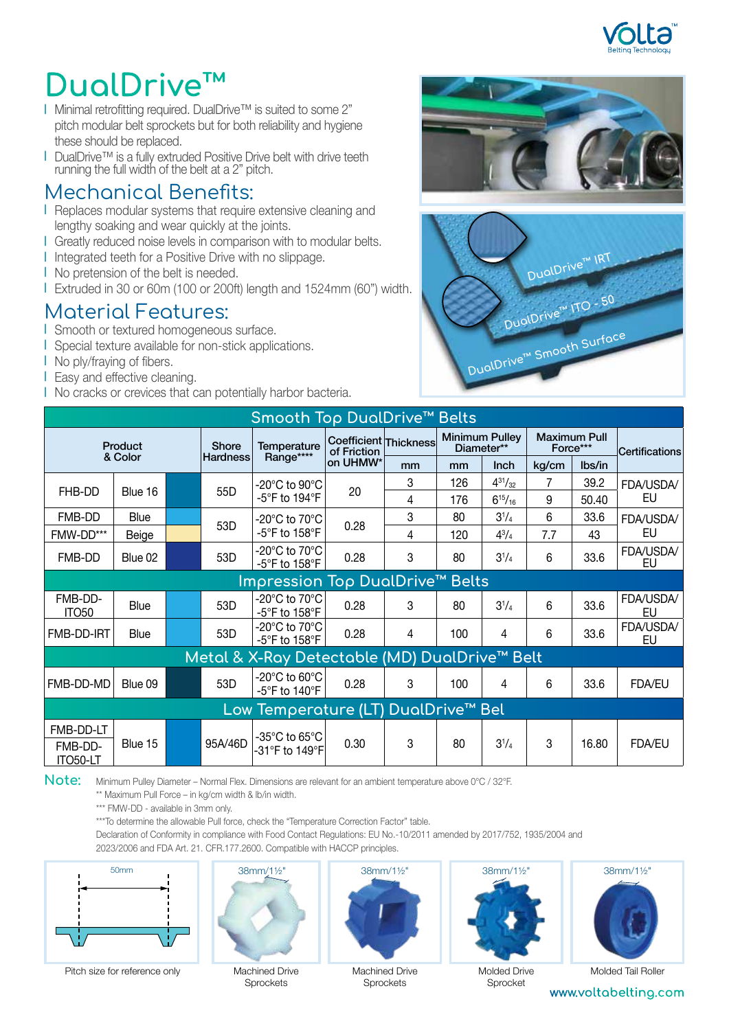# DualDrive™

- Minimal retrofitting required. DualDrive™ is suited to some 2" pitch modular belt sprockets but for both reliability and hygiene these should be replaced.
- DualDrive™ is a fully extruded Positive Drive belt with drive teeth running the full width of the belt at a 2" pitch.

## Mechanical Benefits:

- Replaces modular systems that require extensive cleaning and lengthy soaking and wear quickly at the joints.
- Greatly reduced noise levels in comparison with to modular belts.
- Integrated teeth for a Positive Drive with no slippage.
- No pretension of the belt is needed.
- Extruded in 30 or 60m (100 or 200ft) length and 1524mm (60") width.

## Material Features:

- Smooth or textured homogeneous surface.
- Special texture available for non-stick applications.
- No ply/fraying of fibers.
- Easy and effective cleaning.
- No cracks or crevices that can potentially harbor bacteria.

DualDrive™ IRT

DualDrive™ ITO - 50

DualDrive™ Smooth Surface

| Product & Color | | | Shore Hardness | Temperature Range**** | Coefficient of Friction on UHMW* | Thickness | Minimum Pulley Diameter** | | Maximum Pull Force*** | | Certifications |
|---|---|---|---|---|---|---|---|---|---|---|---|
| | | | | | | mm | mm | Inch | kg/cm | lbs/in | |
| **Smooth Top DualDrive™ Belts** | | | | | | | | | | | |
| FHB-DD | Blue 16 | | 55D | -20°C to 90°C -5°F to 194°F | 20 | 3 | 126 | 4 31/32 | 7 | 39.2 | FDA/USDA/ EU |
| | | | | | | 4 | 176 | 6 15/16 | 9 | 50.40 | |
| FMB-DD | Blue | | 53D | -20°C to 70°C -5°F to 158°F | 0.28 | 3 | 80 | 3 1/4 | 6 | 33.6 | FDA/USDA/ EU |
| FMW-DD*** | Beige | | | | | 4 | 120 | 4 3/4 | 7.7 | 43 | |
| FMB-DD | Blue 02 | | 53D | -20°C to 70°C -5°F to 158°F | 0.28 | 3 | 80 | 3 1/4 | 6 | 33.6 | FDA/USDA/ EU |
| **Impression Top DualDrive™ Belts** | | | | | | | | | | | |
| FMB-DD-ITO50 | Blue | | 53D | -20°C to 70°C -5°F to 158°F | 0.28 | 3 | 80 | 3 1/4 | 6 | 33.6 | FDA/USDA/ EU |
| FMB-DD-IRT | Blue | | 53D | -20°C to 70°C -5°F to 158°F | 0.28 | 4 | 100 | 4 | 6 | 33.6 | FDA/USDA/ EU |
| **Metal & X-Ray Detectable (MD) DualDrive™ Belt** | | | | | | | | | | | |
| FMB-DD-MD | Blue 09 | | 53D | -20°C to 60°C -5°F to 140°F | 0.28 | 3 | 100 | 4 | 6 | 33.6 | FDA/EU |
| **Low Temperature (LT) DualDrive™ Bel** | | | | | | | | | | | |
| FMB-DD-LT / FMB-DD-ITO50-LT | Blue 15 | | 95A/46D | -35°C to 65°C -31°F to 149°F | 0.30 | 3 | 80 | 3 1/4 | 3 | 16.80 | FDA/EU |

**Note:** Minimum Pulley Diameter – Normal Flex. Dimensions are relevant for an ambient temperature above 0°C / 32°F.

** Maximum Pull Force – in kg/cm width & lb/in width.

*** FMW-DD - available in 3mm only.

***To determine the allowable Pull force, check the "Temperature Correction Factor" table.

Declaration of Conformity in compliance with Food Contact Regulations: EU No.-10/2011 amended by 2017/752, 1935/2004 and 2023/2006 and FDA Art. 21. CFR.177.2600. Compatible with HACCP principles.

50mm

Pitch size for reference only

38mm/1½"

Machined Drive Sprockets

38mm/1½"

Machined Drive Sprockets

38mm/1½"

Molded Drive Sprocket

38mm/1½"

Molded Tail Roller

www.voltabelting.com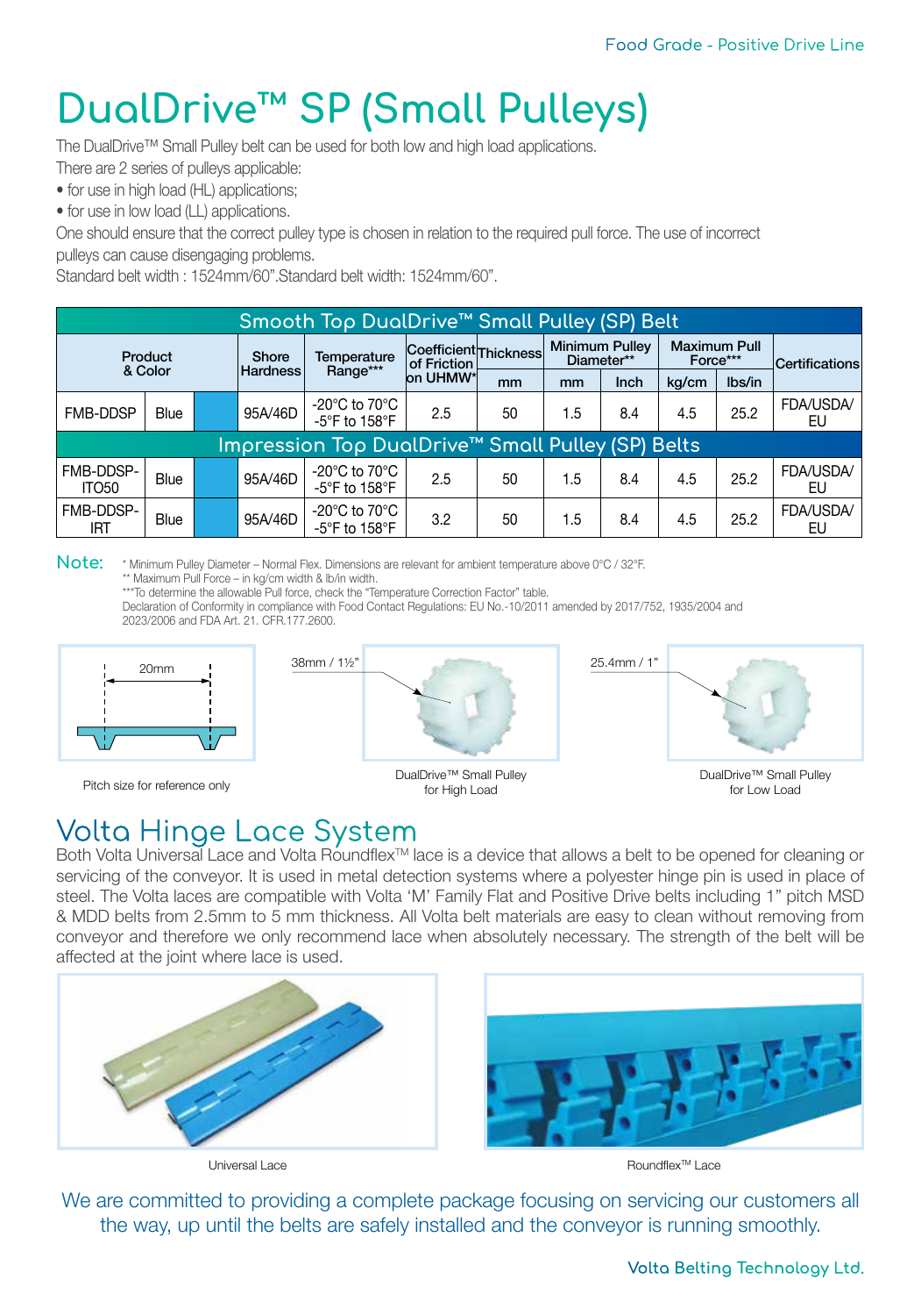# DualDrive™ SP (Small Pulleys)

The DualDrive™ Small Pulley belt can be used for both low and high load applications.
There are 2 series of pulleys applicable:

- for use in high load (HL) applications;
- for use in low load (LL) applications.

One should ensure that the correct pulley type is chosen in relation to the required pull force. The use of incorrect pulleys can cause disengaging problems.
Standard belt width : 1524mm/60".Standard belt width: 1524mm/60".

| Product & Color | | | Shore Hardness | Temperature Range*** | Coefficient of Friction on UHMW* | Thickness | Minimum Pulley Diameter** | | Maximum Pull Force*** | | Certifications |
|---|---|---|---|---|---|---|---|---|---|---|---|
| | | | | | | mm | mm | Inch | kg/cm | lbs/in | |
| **Smooth Top DualDrive™ Small Pulley (SP) Belt** | | | | | | | | | | | |
| FMB-DDSP | Blue | | 95A/46D | -20°C to 70°C -5°F to 158°F | 2.5 | 50 | 1.5 | 8.4 | 4.5 | 25.2 | FDA/USDA/ EU |
| **Impression Top DualDrive™ Small Pulley (SP) Belts** | | | | | | | | | | | |
| FMB-DDSP-ITO50 | Blue | | 95A/46D | -20°C to 70°C -5°F to 158°F | 2.5 | 50 | 1.5 | 8.4 | 4.5 | 25.2 | FDA/USDA/ EU |
| FMB-DDSP-IRT | Blue | | 95A/46D | -20°C to 70°C -5°F to 158°F | 3.2 | 50 | 1.5 | 8.4 | 4.5 | 25.2 | FDA/USDA/ EU |

**Note:** * Minimum Pulley Diameter – Normal Flex. Dimensions are relevant for ambient temperature above 0°C / 32°F.
** Maximum Pull Force – in kg/cm width & lb/in width.
***To determine the allowable Pull force, check the "Temperature Correction Factor" table.
Declaration of Conformity in compliance with Food Contact Regulations: EU No.-10/2011 amended by 2017/752, 1935/2004 and 2023/2006 and FDA Art. 21. CFR.177.2600.

20mm

Pitch size for reference only

38mm / 1½"

DualDrive™ Small Pulley for High Load

25.4mm / 1"

DualDrive™ Small Pulley for Low Load

## Volta Hinge Lace System

Both Volta Universal Lace and Volta Roundflex™ lace is a device that allows a belt to be opened for cleaning or servicing of the conveyor. It is used in metal detection systems where a polyester hinge pin is used in place of steel. The Volta laces are compatible with Volta 'M' Family Flat and Positive Drive belts including 1" pitch MSD & MDD belts from 2.5mm to 5 mm thickness. All Volta belt materials are easy to clean without removing from conveyor and therefore we only recommend lace when absolutely necessary. The strength of the belt will be affected at the joint where lace is used.

Universal Lace

Roundflex™ Lace

We are committed to providing a complete package focusing on servicing our customers all the way, up until the belts are safely installed and the conveyor is running smoothly.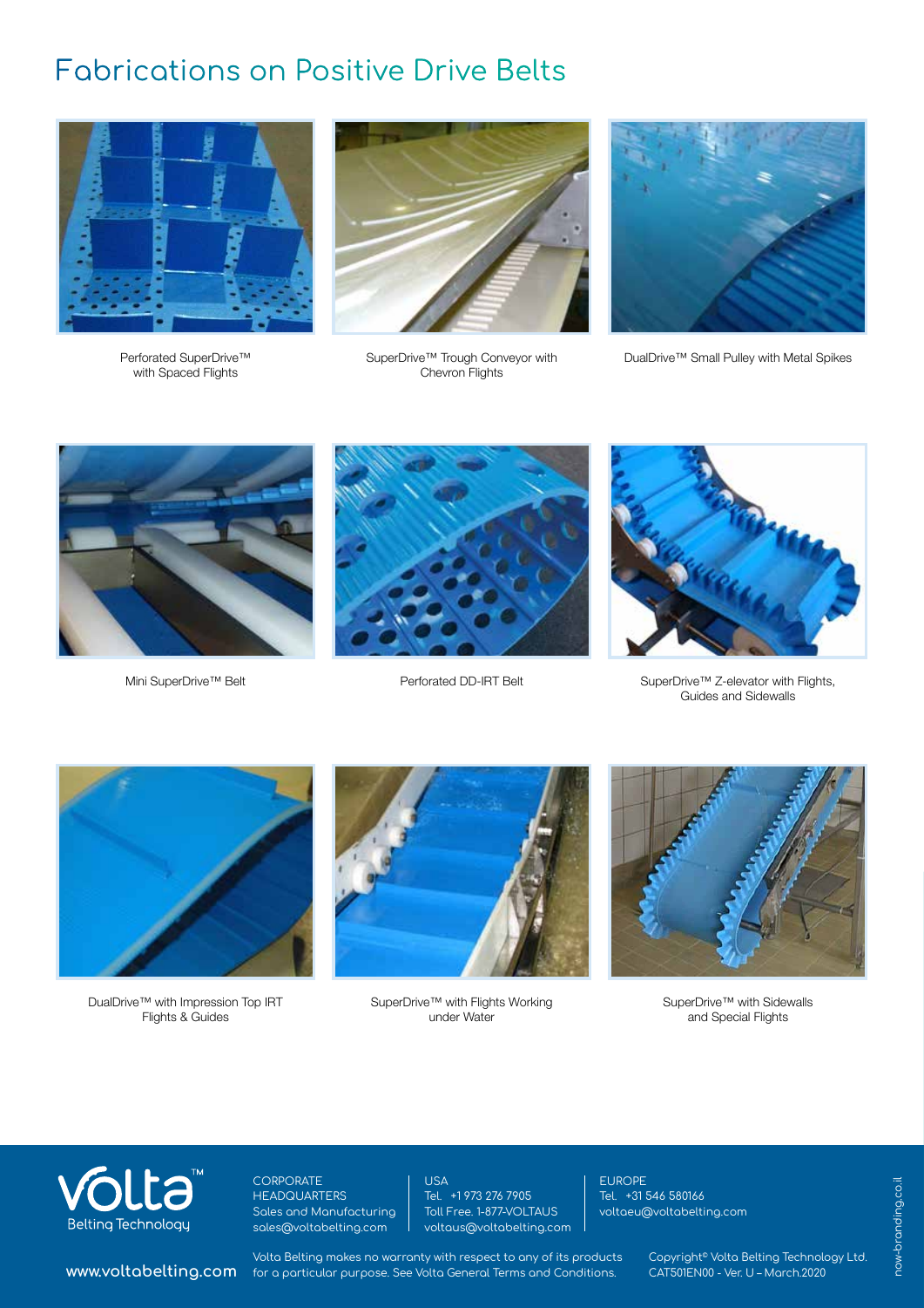# Fabrications on Positive Drive Belts

Perforated SuperDrive™ with Spaced Flights

SuperDrive™ Trough Conveyor with Chevron Flights

DualDrive™ Small Pulley with Metal Spikes

Mini SuperDrive™ Belt

Perforated DD-IRT Belt

SuperDrive™ Z-elevator with Flights, Guides and Sidewalls

DualDrive™ with Impression Top IRT Flights & Guides

SuperDrive™ with Flights Working under Water

SuperDrive™ with Sidewalls and Special Flights

Volta™ Belting Technology

www.voltabelting.com

CORPORATE HEADQUARTERS
Sales and Manufacturing
sales@voltabelting.com

USA
Tel. +1 973 276 7905
Toll Free. 1-877-VOLTAUS
voltaus@voltabelting.com

EUROPE
Tel. +31 546 580166
voltaeu@voltabelting.com

Volta Belting makes no warranty with respect to any of its products for a particular purpose. See Volta General Terms and Conditions.

Copyright© Volta Belting Technology Ltd.
CAT501EN00 - Ver. U – March.2020

now-branding.co.il